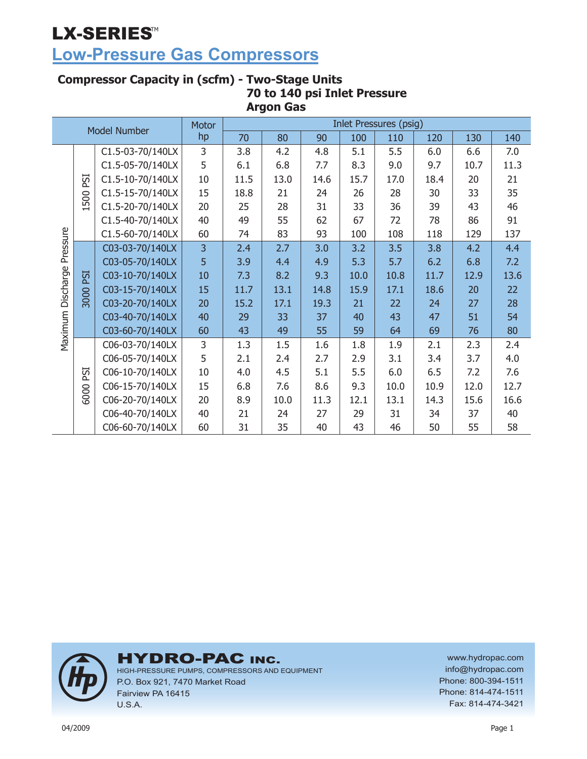# LX-SERIES™

## Low-Pressure Gas Compressors

### Compressor Capacity in (scfm) - Two-Stage Units

**70 to 140 psi Inlet Pressure**

**Argon Gas**

| Maximum Discharge Pressure | | Model Number | Motor hp | Inlet Pressures (psig) | | | | | | | |
|---|---|---|---|---|---|---|---|---|---|---|---|
| | | | | 70 | 80 | 90 | 100 | 110 | 120 | 130 | 140 |
| | 1500 PSI | C1.5-03-70/140LX | 3 | 3.8 | 4.2 | 4.8 | 5.1 | 5.5 | 6.0 | 6.6 | 7.0 |
| | 1500 PSI | C1.5-05-70/140LX | 5 | 6.1 | 6.8 | 7.7 | 8.3 | 9.0 | 9.7 | 10.7 | 11.3 |
| | 1500 PSI | C1.5-10-70/140LX | 10 | 11.5 | 13.0 | 14.6 | 15.7 | 17.0 | 18.4 | 20 | 21 |
| | 1500 PSI | C1.5-15-70/140LX | 15 | 18.8 | 21 | 24 | 26 | 28 | 30 | 33 | 35 |
| | 1500 PSI | C1.5-20-70/140LX | 20 | 25 | 28 | 31 | 33 | 36 | 39 | 43 | 46 |
| | 1500 PSI | C1.5-40-70/140LX | 40 | 49 | 55 | 62 | 67 | 72 | 78 | 86 | 91 |
| | 1500 PSI | C1.5-60-70/140LX | 60 | 74 | 83 | 93 | 100 | 108 | 118 | 129 | 137 |
| | 3000 PSI | C03-03-70/140LX | 3 | 2.4 | 2.7 | 3.0 | 3.2 | 3.5 | 3.8 | 4.2 | 4.4 |
| | 3000 PSI | C03-05-70/140LX | 5 | 3.9 | 4.4 | 4.9 | 5.3 | 5.7 | 6.2 | 6.8 | 7.2 |
| | 3000 PSI | C03-10-70/140LX | 10 | 7.3 | 8.2 | 9.3 | 10.0 | 10.8 | 11.7 | 12.9 | 13.6 |
| | 3000 PSI | C03-15-70/140LX | 15 | 11.7 | 13.1 | 14.8 | 15.9 | 17.1 | 18.6 | 20 | 22 |
| | 3000 PSI | C03-20-70/140LX | 20 | 15.2 | 17.1 | 19.3 | 21 | 22 | 24 | 27 | 28 |
| | 3000 PSI | C03-40-70/140LX | 40 | 29 | 33 | 37 | 40 | 43 | 47 | 51 | 54 |
| | 3000 PSI | C03-60-70/140LX | 60 | 43 | 49 | 55 | 59 | 64 | 69 | 76 | 80 |
| | 6000 PSI | C06-03-70/140LX | 3 | 1.3 | 1.5 | 1.6 | 1.8 | 1.9 | 2.1 | 2.3 | 2.4 |
| | 6000 PSI | C06-05-70/140LX | 5 | 2.1 | 2.4 | 2.7 | 2.9 | 3.1 | 3.4 | 3.7 | 4.0 |
| | 6000 PSI | C06-10-70/140LX | 10 | 4.0 | 4.5 | 5.1 | 5.5 | 6.0 | 6.5 | 7.2 | 7.6 |
| | 6000 PSI | C06-15-70/140LX | 15 | 6.8 | 7.6 | 8.6 | 9.3 | 10.0 | 10.9 | 12.0 | 12.7 |
| | 6000 PSI | C06-20-70/140LX | 20 | 8.9 | 10.0 | 11.3 | 12.1 | 13.1 | 14.3 | 15.6 | 16.6 |
| | 6000 PSI | C06-40-70/140LX | 40 | 21 | 24 | 27 | 29 | 31 | 34 | 37 | 40 |
| | 6000 PSI | C06-60-70/140LX | 60 | 31 | 35 | 40 | 43 | 46 | 50 | 55 | 58 |

**HYDRO-PAC INC.**
HIGH-PRESSURE PUMPS, COMPRESSORS AND EQUIPMENT
P.O. Box 921, 7470 Market Road
Fairview PA 16415
U.S.A.

www.hydropac.com
info@hydropac.com
Phone: 800-394-1511
Phone: 814-474-1511
Fax: 814-474-3421

04/2009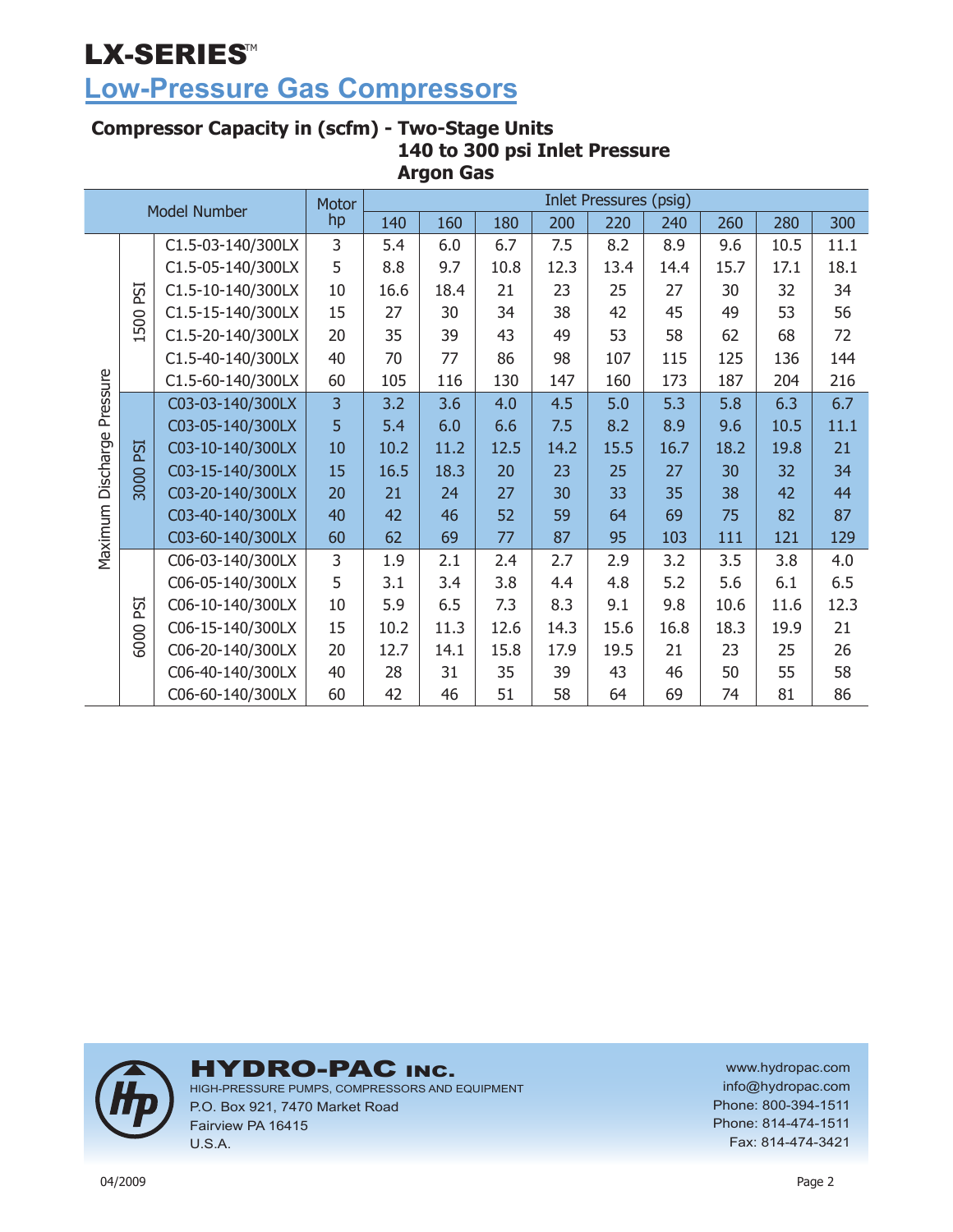# LX-SERIES™

## Low-Pressure Gas Compressors

### Compressor Capacity in (scfm) - Two-Stage Units
### 140 to 300 psi Inlet Pressure
### Argon Gas

| Maximum Discharge Pressure | | Model Number | Motor hp | Inlet Pressures (psig) | | | | | | | | |
|---|---|---|---|---|---|---|---|---|---|---|---|---|
| | | | | 140 | 160 | 180 | 200 | 220 | 240 | 260 | 280 | 300 |
| | 1500 PSI | C1.5-03-140/300LX | 3 | 5.4 | 6.0 | 6.7 | 7.5 | 8.2 | 8.9 | 9.6 | 10.5 | 11.1 |
| | | C1.5-05-140/300LX | 5 | 8.8 | 9.7 | 10.8 | 12.3 | 13.4 | 14.4 | 15.7 | 17.1 | 18.1 |
| | | C1.5-10-140/300LX | 10 | 16.6 | 18.4 | 21 | 23 | 25 | 27 | 30 | 32 | 34 |
| | | C1.5-15-140/300LX | 15 | 27 | 30 | 34 | 38 | 42 | 45 | 49 | 53 | 56 |
| | | C1.5-20-140/300LX | 20 | 35 | 39 | 43 | 49 | 53 | 58 | 62 | 68 | 72 |
| | | C1.5-40-140/300LX | 40 | 70 | 77 | 86 | 98 | 107 | 115 | 125 | 136 | 144 |
| | | C1.5-60-140/300LX | 60 | 105 | 116 | 130 | 147 | 160 | 173 | 187 | 204 | 216 |
| | 3000 PSI | C03-03-140/300LX | 3 | 3.2 | 3.6 | 4.0 | 4.5 | 5.0 | 5.3 | 5.8 | 6.3 | 6.7 |
| | | C03-05-140/300LX | 5 | 5.4 | 6.0 | 6.6 | 7.5 | 8.2 | 8.9 | 9.6 | 10.5 | 11.1 |
| | | C03-10-140/300LX | 10 | 10.2 | 11.2 | 12.5 | 14.2 | 15.5 | 16.7 | 18.2 | 19.8 | 21 |
| | | C03-15-140/300LX | 15 | 16.5 | 18.3 | 20 | 23 | 25 | 27 | 30 | 32 | 34 |
| | | C03-20-140/300LX | 20 | 21 | 24 | 27 | 30 | 33 | 35 | 38 | 42 | 44 |
| | | C03-40-140/300LX | 40 | 42 | 46 | 52 | 59 | 64 | 69 | 75 | 82 | 87 |
| | | C03-60-140/300LX | 60 | 62 | 69 | 77 | 87 | 95 | 103 | 111 | 121 | 129 |
| | 6000 PSI | C06-03-140/300LX | 3 | 1.9 | 2.1 | 2.4 | 2.7 | 2.9 | 3.2 | 3.5 | 3.8 | 4.0 |
| | | C06-05-140/300LX | 5 | 3.1 | 3.4 | 3.8 | 4.4 | 4.8 | 5.2 | 5.6 | 6.1 | 6.5 |
| | | C06-10-140/300LX | 10 | 5.9 | 6.5 | 7.3 | 8.3 | 9.1 | 9.8 | 10.6 | 11.6 | 12.3 |
| | | C06-15-140/300LX | 15 | 10.2 | 11.3 | 12.6 | 14.3 | 15.6 | 16.8 | 18.3 | 19.9 | 21 |
| | | C06-20-140/300LX | 20 | 12.7 | 14.1 | 15.8 | 17.9 | 19.5 | 21 | 23 | 25 | 26 |
| | | C06-40-140/300LX | 40 | 28 | 31 | 35 | 39 | 43 | 46 | 50 | 55 | 58 |
| | | C06-60-140/300LX | 60 | 42 | 46 | 51 | 58 | 64 | 69 | 74 | 81 | 86 |

**HYDRO-PAC INC.**
HIGH-PRESSURE PUMPS, COMPRESSORS AND EQUIPMENT
P.O. Box 921, 7470 Market Road
Fairview PA 16415
U.S.A.

www.hydropac.com
info@hydropac.com
Phone: 800-394-1511
Phone: 814-474-1511
Fax: 814-474-3421

04/2009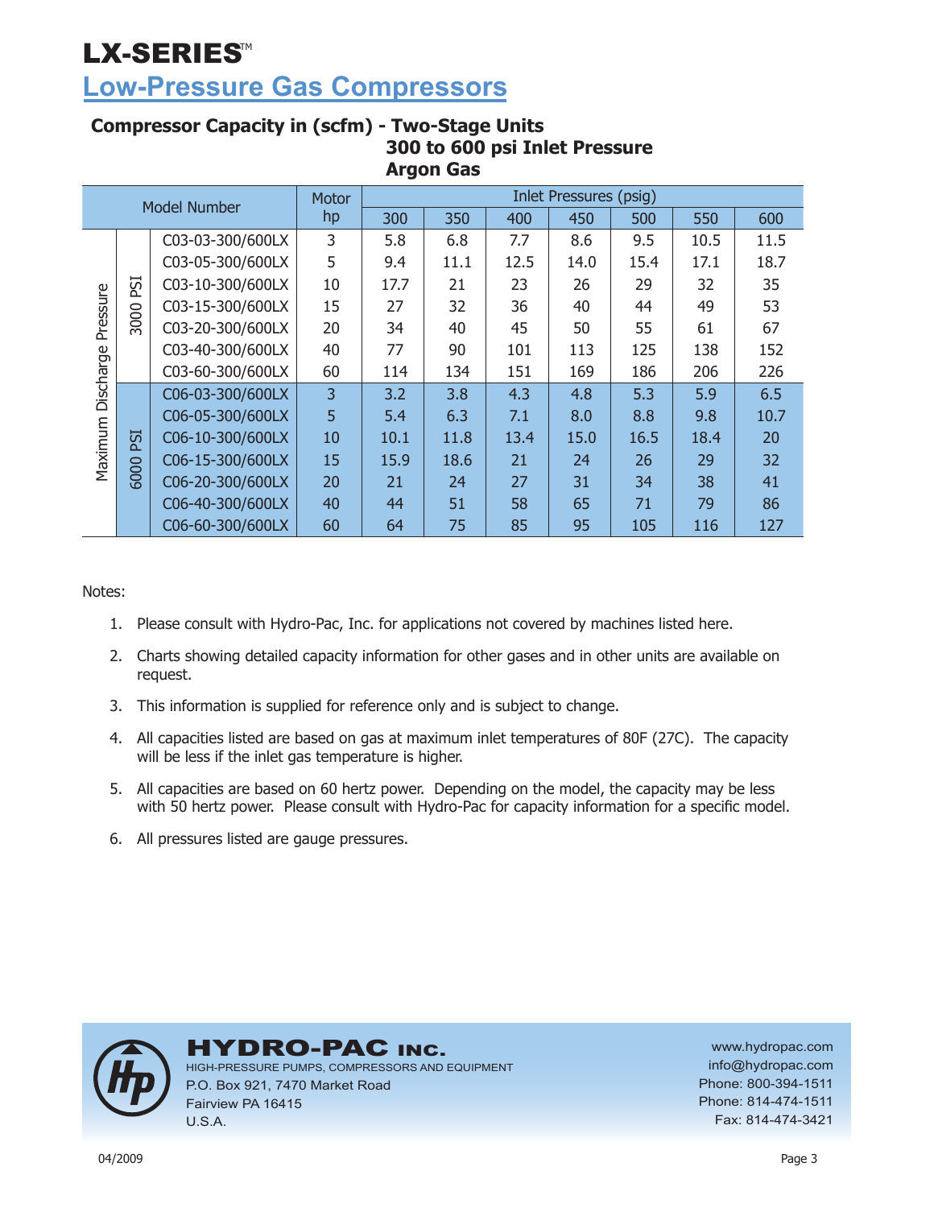# LX-SERIES™

## Low-Pressure Gas Compressors

### Compressor Capacity in (scfm) - Two-Stage Units
### 300 to 600 psi Inlet Pressure
### Argon Gas

| Maximum Discharge Pressure | | Model Number | Motor hp | Inlet Pressures (psig) | | | | | | |
|---|---|---|---|---|---|---|---|---|---|---|
| | | | | 300 | 350 | 400 | 450 | 500 | 550 | 600 |
| | 3000 PSI | C03-03-300/600LX | 3 | 5.8 | 6.8 | 7.7 | 8.6 | 9.5 | 10.5 | 11.5 |
| | 3000 PSI | C03-05-300/600LX | 5 | 9.4 | 11.1 | 12.5 | 14.0 | 15.4 | 17.1 | 18.7 |
| | 3000 PSI | C03-10-300/600LX | 10 | 17.7 | 21 | 23 | 26 | 29 | 32 | 35 |
| | 3000 PSI | C03-15-300/600LX | 15 | 27 | 32 | 36 | 40 | 44 | 49 | 53 |
| | 3000 PSI | C03-20-300/600LX | 20 | 34 | 40 | 45 | 50 | 55 | 61 | 67 |
| | 3000 PSI | C03-40-300/600LX | 40 | 77 | 90 | 101 | 113 | 125 | 138 | 152 |
| | 3000 PSI | C03-60-300/600LX | 60 | 114 | 134 | 151 | 169 | 186 | 206 | 226 |
| | 6000 PSI | C06-03-300/600LX | 3 | 3.2 | 3.8 | 4.3 | 4.8 | 5.3 | 5.9 | 6.5 |
| | 6000 PSI | C06-05-300/600LX | 5 | 5.4 | 6.3 | 7.1 | 8.0 | 8.8 | 9.8 | 10.7 |
| | 6000 PSI | C06-10-300/600LX | 10 | 10.1 | 11.8 | 13.4 | 15.0 | 16.5 | 18.4 | 20 |
| | 6000 PSI | C06-15-300/600LX | 15 | 15.9 | 18.6 | 21 | 24 | 26 | 29 | 32 |
| | 6000 PSI | C06-20-300/600LX | 20 | 21 | 24 | 27 | 31 | 34 | 38 | 41 |
| | 6000 PSI | C06-40-300/600LX | 40 | 44 | 51 | 58 | 65 | 71 | 79 | 86 |
| | 6000 PSI | C06-60-300/600LX | 60 | 64 | 75 | 85 | 95 | 105 | 116 | 127 |

Notes:

1. Please consult with Hydro-Pac, Inc. for applications not covered by machines listed here.
2. Charts showing detailed capacity information for other gases and in other units are available on request.
3. This information is supplied for reference only and is subject to change.
4. All capacities listed are based on gas at maximum inlet temperatures of 80F (27C). The capacity will be less if the inlet gas temperature is higher.
5. All capacities are based on 60 hertz power. Depending on the model, the capacity may be less with 50 hertz power. Please consult with Hydro-Pac for capacity information for a specific model.
6. All pressures listed are gauge pressures.

**HYDRO-PAC INC.**
HIGH-PRESSURE PUMPS, COMPRESSORS AND EQUIPMENT
P.O. Box 921, 7470 Market Road
Fairview PA 16415
U.S.A.

www.hydropac.com
info@hydropac.com
Phone: 800-394-1511
Phone: 814-474-1511
Fax: 814-474-3421

04/2009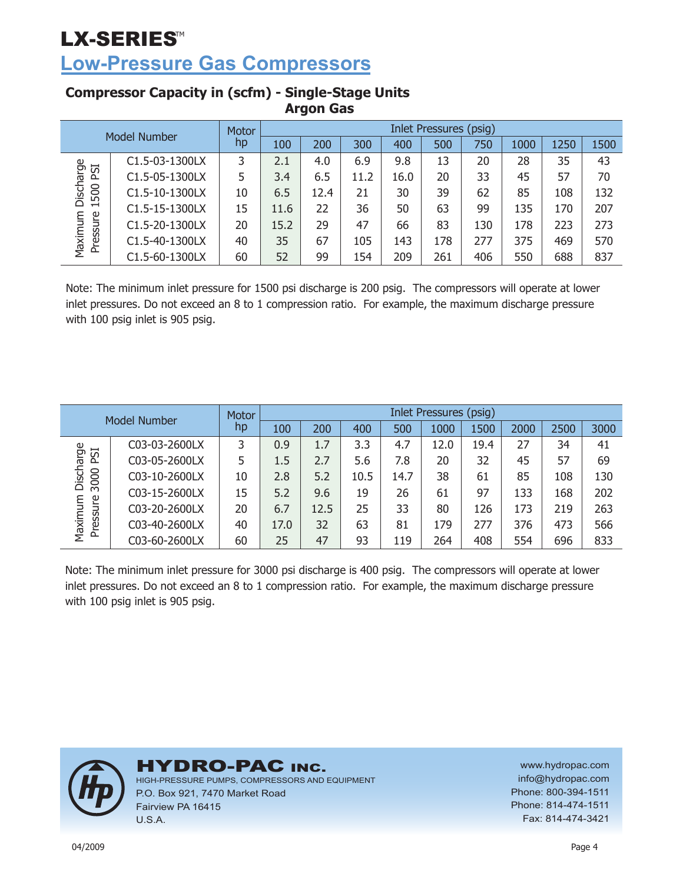# LX-SERIES™

## Low-Pressure Gas Compressors

### Compressor Capacity in (scfm) - Single-Stage Units

**Argon Gas**

| | Model Number | Motor hp | Inlet Pressures (psig) | | | | | | | | |
|---|---|---|---|---|---|---|---|---|---|---|---|
| | | | 100 | 200 | 300 | 400 | 500 | 750 | 1000 | 1250 | 1500 |
| Maximum Discharge Pressure 1500 PSI | C1.5-03-1300LX | 3 | 2.1 | 4.0 | 6.9 | 9.8 | 13 | 20 | 28 | 35 | 43 |
| | C1.5-05-1300LX | 5 | 3.4 | 6.5 | 11.2 | 16.0 | 20 | 33 | 45 | 57 | 70 |
| | C1.5-10-1300LX | 10 | 6.5 | 12.4 | 21 | 30 | 39 | 62 | 85 | 108 | 132 |
| | C1.5-15-1300LX | 15 | 11.6 | 22 | 36 | 50 | 63 | 99 | 135 | 170 | 207 |
| | C1.5-20-1300LX | 20 | 15.2 | 29 | 47 | 66 | 83 | 130 | 178 | 223 | 273 |
| | C1.5-40-1300LX | 40 | 35 | 67 | 105 | 143 | 178 | 277 | 375 | 469 | 570 |
| | C1.5-60-1300LX | 60 | 52 | 99 | 154 | 209 | 261 | 406 | 550 | 688 | 837 |

Note: The minimum inlet pressure for 1500 psi discharge is 200 psig. The compressors will operate at lower inlet pressures. Do not exceed an 8 to 1 compression ratio. For example, the maximum discharge pressure with 100 psig inlet is 905 psig.

| | Model Number | Motor hp | Inlet Pressures (psig) | | | | | | | | |
|---|---|---|---|---|---|---|---|---|---|---|---|
| | | | 100 | 200 | 400 | 500 | 1000 | 1500 | 2000 | 2500 | 3000 |
| Maximum Discharge Pressure 3000 PSI | C03-03-2600LX | 3 | 0.9 | 1.7 | 3.3 | 4.7 | 12.0 | 19.4 | 27 | 34 | 41 |
| | C03-05-2600LX | 5 | 1.5 | 2.7 | 5.6 | 7.8 | 20 | 32 | 45 | 57 | 69 |
| | C03-10-2600LX | 10 | 2.8 | 5.2 | 10.5 | 14.7 | 38 | 61 | 85 | 108 | 130 |
| | C03-15-2600LX | 15 | 5.2 | 9.6 | 19 | 26 | 61 | 97 | 133 | 168 | 202 |
| | C03-20-2600LX | 20 | 6.7 | 12.5 | 25 | 33 | 80 | 126 | 173 | 219 | 263 |
| | C03-40-2600LX | 40 | 17.0 | 32 | 63 | 81 | 179 | 277 | 376 | 473 | 566 |
| | C03-60-2600LX | 60 | 25 | 47 | 93 | 119 | 264 | 408 | 554 | 696 | 833 |

Note: The minimum inlet pressure for 3000 psi discharge is 400 psig. The compressors will operate at lower inlet pressures. Do not exceed an 8 to 1 compression ratio. For example, the maximum discharge pressure with 100 psig inlet is 905 psig.

**HYDRO-PAC INC.**
HIGH-PRESSURE PUMPS, COMPRESSORS AND EQUIPMENT
P.O. Box 921, 7470 Market Road
Fairview PA 16415
U.S.A.

www.hydropac.com
info@hydropac.com
Phone: 800-394-1511
Phone: 814-474-1511
Fax: 814-474-3421

04/2009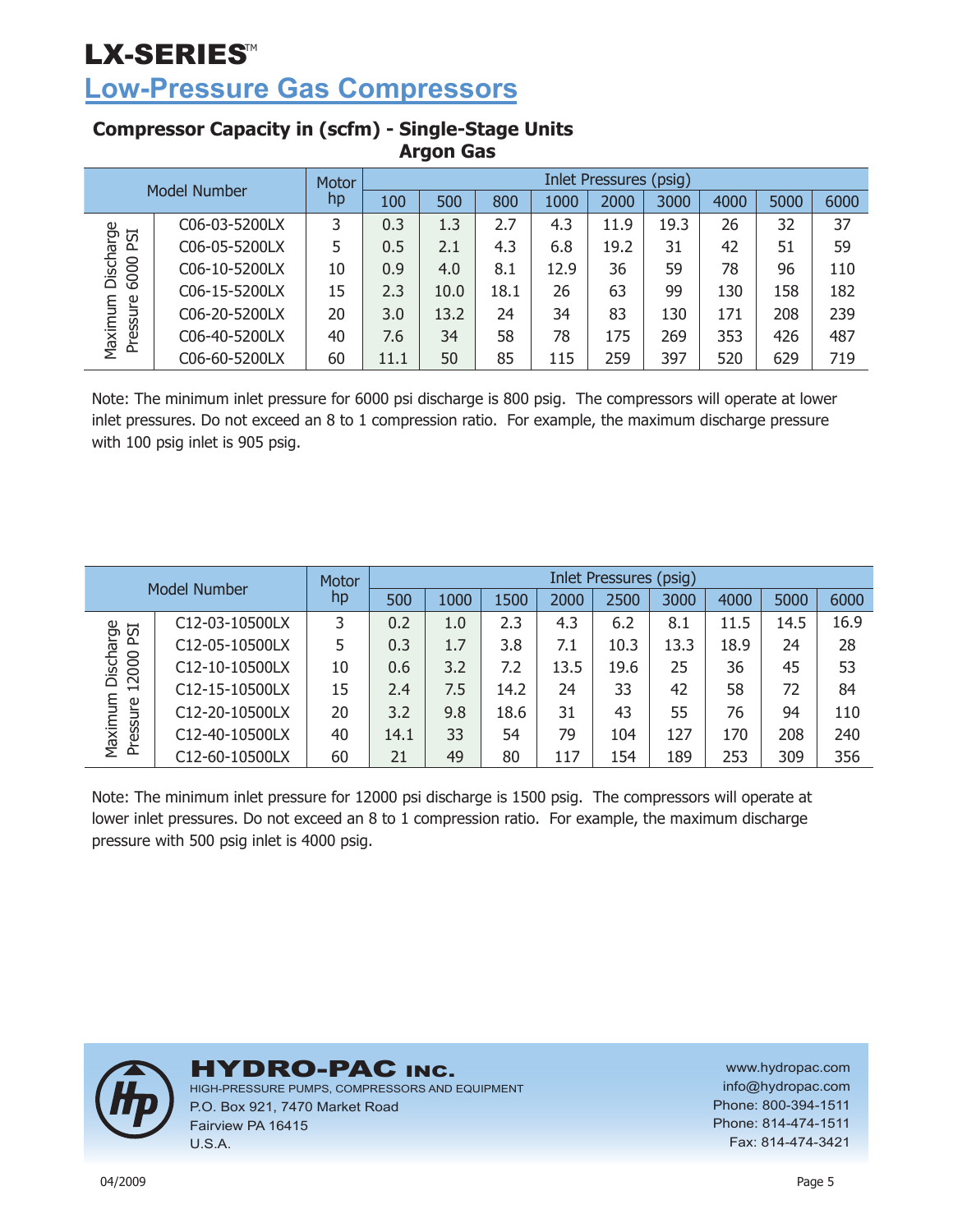# LX-SERIES™

## Low-Pressure Gas Compressors

### Compressor Capacity in (scfm) - Single-Stage Units

**Argon Gas**

| | Model Number | Motor hp | Inlet Pressures (psig) | | | | | | | | |
|---|---|---|---|---|---|---|---|---|---|---|---|
| | | | 100 | 500 | 800 | 1000 | 2000 | 3000 | 4000 | 5000 | 6000 |
| Maximum Discharge Pressure 6000 PSI | C06-03-5200LX | 3 | 0.3 | 1.3 | 2.7 | 4.3 | 11.9 | 19.3 | 26 | 32 | 37 |
| | C06-05-5200LX | 5 | 0.5 | 2.1 | 4.3 | 6.8 | 19.2 | 31 | 42 | 51 | 59 |
| | C06-10-5200LX | 10 | 0.9 | 4.0 | 8.1 | 12.9 | 36 | 59 | 78 | 96 | 110 |
| | C06-15-5200LX | 15 | 2.3 | 10.0 | 18.1 | 26 | 63 | 99 | 130 | 158 | 182 |
| | C06-20-5200LX | 20 | 3.0 | 13.2 | 24 | 34 | 83 | 130 | 171 | 208 | 239 |
| | C06-40-5200LX | 40 | 7.6 | 34 | 58 | 78 | 175 | 269 | 353 | 426 | 487 |
| | C06-60-5200LX | 60 | 11.1 | 50 | 85 | 115 | 259 | 397 | 520 | 629 | 719 |

Note: The minimum inlet pressure for 6000 psi discharge is 800 psig. The compressors will operate at lower inlet pressures. Do not exceed an 8 to 1 compression ratio. For example, the maximum discharge pressure with 100 psig inlet is 905 psig.

| | Model Number | Motor hp | Inlet Pressures (psig) | | | | | | | | |
|---|---|---|---|---|---|---|---|---|---|---|---|
| | | | 500 | 1000 | 1500 | 2000 | 2500 | 3000 | 4000 | 5000 | 6000 |
| Maximum Discharge Pressure 12000 PSI | C12-03-10500LX | 3 | 0.2 | 1.0 | 2.3 | 4.3 | 6.2 | 8.1 | 11.5 | 14.5 | 16.9 |
| | C12-05-10500LX | 5 | 0.3 | 1.7 | 3.8 | 7.1 | 10.3 | 13.3 | 18.9 | 24 | 28 |
| | C12-10-10500LX | 10 | 0.6 | 3.2 | 7.2 | 13.5 | 19.6 | 25 | 36 | 45 | 53 |
| | C12-15-10500LX | 15 | 2.4 | 7.5 | 14.2 | 24 | 33 | 42 | 58 | 72 | 84 |
| | C12-20-10500LX | 20 | 3.2 | 9.8 | 18.6 | 31 | 43 | 55 | 76 | 94 | 110 |
| | C12-40-10500LX | 40 | 14.1 | 33 | 54 | 79 | 104 | 127 | 170 | 208 | 240 |
| | C12-60-10500LX | 60 | 21 | 49 | 80 | 117 | 154 | 189 | 253 | 309 | 356 |

Note: The minimum inlet pressure for 12000 psi discharge is 1500 psig. The compressors will operate at lower inlet pressures. Do not exceed an 8 to 1 compression ratio. For example, the maximum discharge pressure with 500 psig inlet is 4000 psig.

**HYDRO-PAC INC.**
HIGH-PRESSURE PUMPS, COMPRESSORS AND EQUIPMENT
P.O. Box 921, 7470 Market Road
Fairview PA 16415
U.S.A.

www.hydropac.com
info@hydropac.com
Phone: 800-394-1511
Phone: 814-474-1511
Fax: 814-474-3421

04/2009